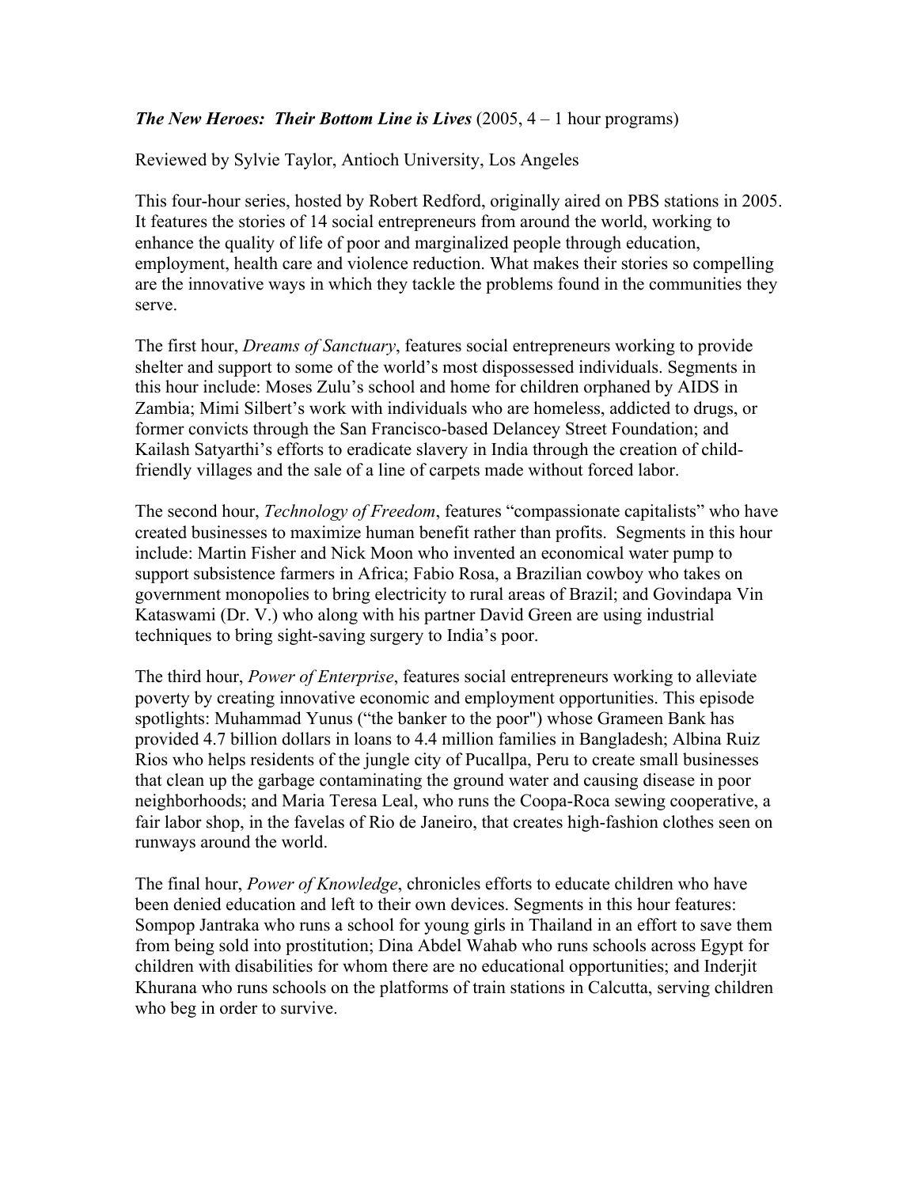***The New Heroes: Their Bottom Line is Lives*** (2005, 4 – 1 hour programs)

Reviewed by Sylvie Taylor, Antioch University, Los Angeles

This four-hour series, hosted by Robert Redford, originally aired on PBS stations in 2005. It features the stories of 14 social entrepreneurs from around the world, working to enhance the quality of life of poor and marginalized people through education, employment, health care and violence reduction. What makes their stories so compelling are the innovative ways in which they tackle the problems found in the communities they serve.

The first hour, *Dreams of Sanctuary*, features social entrepreneurs working to provide shelter and support to some of the world's most dispossessed individuals. Segments in this hour include: Moses Zulu's school and home for children orphaned by AIDS in Zambia; Mimi Silbert's work with individuals who are homeless, addicted to drugs, or former convicts through the San Francisco-based Delancey Street Foundation; and Kailash Satyarthi's efforts to eradicate slavery in India through the creation of child-friendly villages and the sale of a line of carpets made without forced labor.

The second hour, *Technology of Freedom*, features "compassionate capitalists" who have created businesses to maximize human benefit rather than profits. Segments in this hour include: Martin Fisher and Nick Moon who invented an economical water pump to support subsistence farmers in Africa; Fabio Rosa, a Brazilian cowboy who takes on government monopolies to bring electricity to rural areas of Brazil; and Govindapa Vin Kataswami (Dr. V.) who along with his partner David Green are using industrial techniques to bring sight-saving surgery to India's poor.

The third hour, *Power of Enterprise*, features social entrepreneurs working to alleviate poverty by creating innovative economic and employment opportunities. This episode spotlights: Muhammad Yunus ("the banker to the poor") whose Grameen Bank has provided 4.7 billion dollars in loans to 4.4 million families in Bangladesh; Albina Ruiz Rios who helps residents of the jungle city of Pucallpa, Peru to create small businesses that clean up the garbage contaminating the ground water and causing disease in poor neighborhoods; and Maria Teresa Leal, who runs the Coopa-Roca sewing cooperative, a fair labor shop, in the favelas of Rio de Janeiro, that creates high-fashion clothes seen on runways around the world.

The final hour, *Power of Knowledge*, chronicles efforts to educate children who have been denied education and left to their own devices. Segments in this hour features: Sompop Jantraka who runs a school for young girls in Thailand in an effort to save them from being sold into prostitution; Dina Abdel Wahab who runs schools across Egypt for children with disabilities for whom there are no educational opportunities; and Inderjit Khurana who runs schools on the platforms of train stations in Calcutta, serving children who beg in order to survive.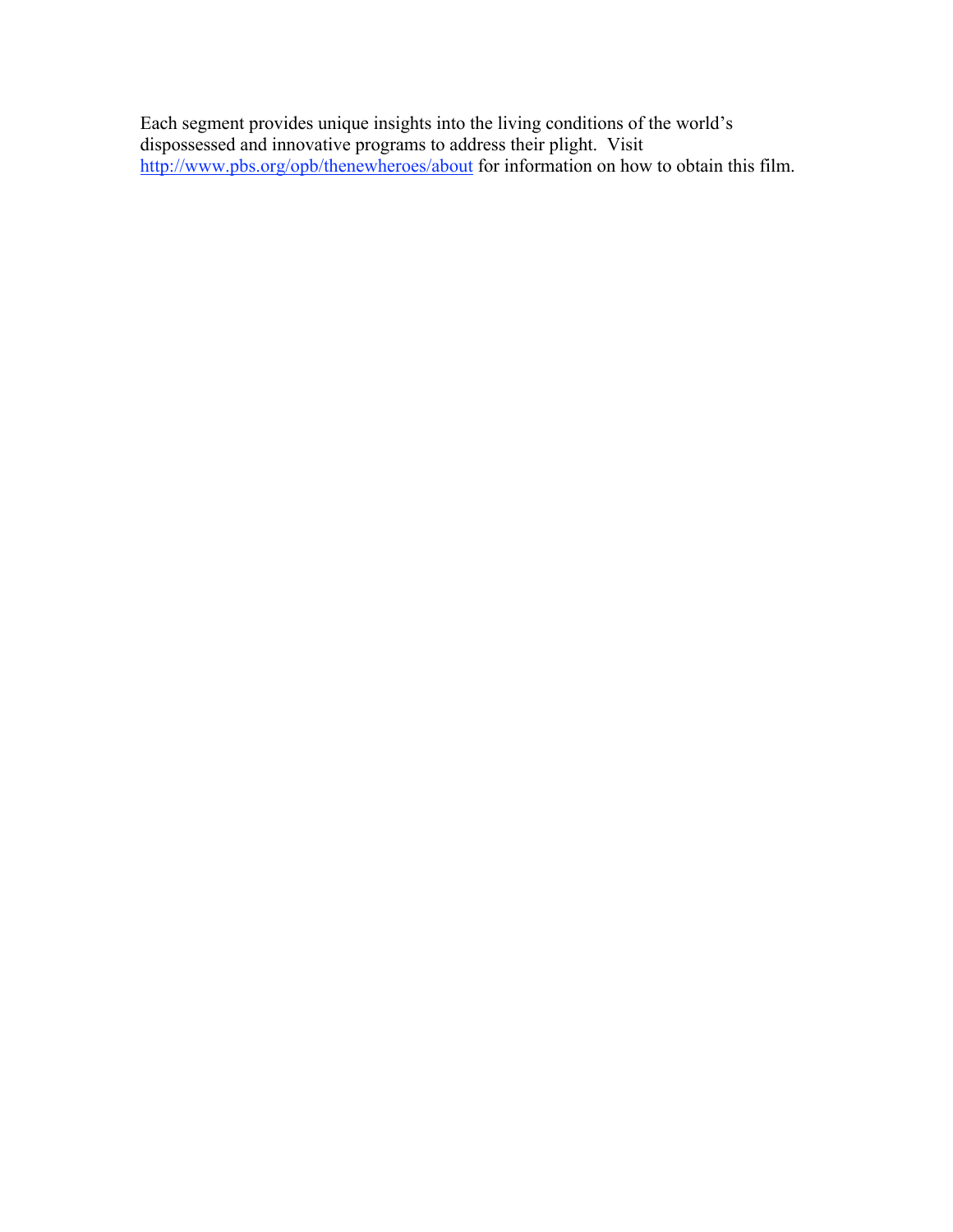Each segment provides unique insights into the living conditions of the world's dispossessed and innovative programs to address their plight. Visit http://www.pbs.org/opb/thenewheroes/about for information on how to obtain this film.